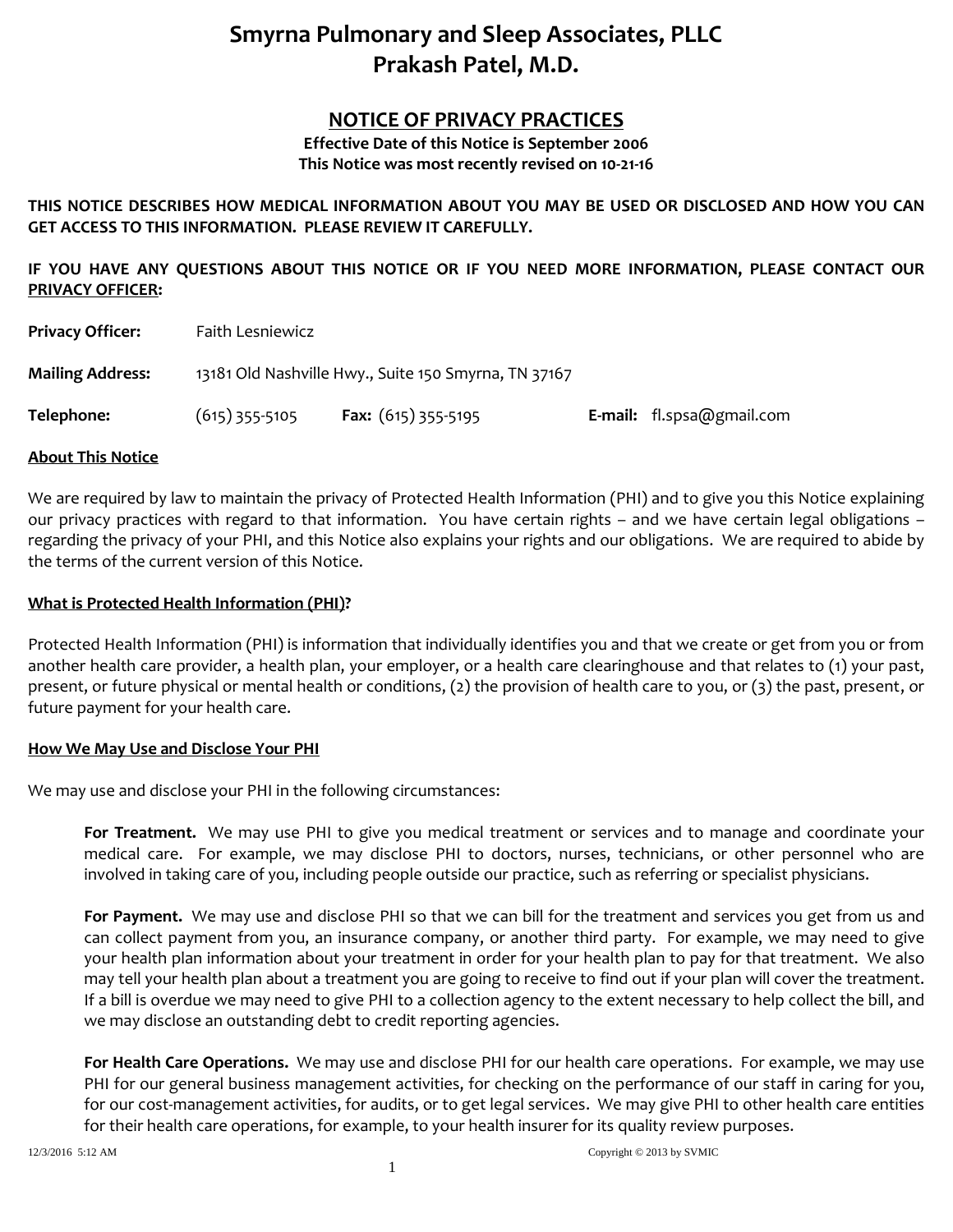# Smyrna Pulmonary and Sleep Associates, PLLC
# Prakash Patel, M.D.

## NOTICE OF PRIVACY PRACTICES

**Effective Date of this Notice is September 2006**
**This Notice was most recently revised on 10-21-16**

**THIS NOTICE DESCRIBES HOW MEDICAL INFORMATION ABOUT YOU MAY BE USED OR DISCLOSED AND HOW YOU CAN GET ACCESS TO THIS INFORMATION. PLEASE REVIEW IT CAREFULLY.**

**IF YOU HAVE ANY QUESTIONS ABOUT THIS NOTICE OR IF YOU NEED MORE INFORMATION, PLEASE CONTACT OUR PRIVACY OFFICER:**

**Privacy Officer:** Faith Lesniewicz

**Mailing Address:** 13181 Old Nashville Hwy., Suite 150 Smyrna, TN 37167

**Telephone:** (615) 355-5105 **Fax:** (615) 355-5195 **E-mail:** fl.spsa@gmail.com

### About This Notice

We are required by law to maintain the privacy of Protected Health Information (PHI) and to give you this Notice explaining our privacy practices with regard to that information. You have certain rights – and we have certain legal obligations – regarding the privacy of your PHI, and this Notice also explains your rights and our obligations. We are required to abide by the terms of the current version of this Notice.

### What is Protected Health Information (PHI)?

Protected Health Information (PHI) is information that individually identifies you and that we create or get from you or from another health care provider, a health plan, your employer, or a health care clearinghouse and that relates to (1) your past, present, or future physical or mental health or conditions, (2) the provision of health care to you, or (3) the past, present, or future payment for your health care.

### How We May Use and Disclose Your PHI

We may use and disclose your PHI in the following circumstances:

**For Treatment.** We may use PHI to give you medical treatment or services and to manage and coordinate your medical care. For example, we may disclose PHI to doctors, nurses, technicians, or other personnel who are involved in taking care of you, including people outside our practice, such as referring or specialist physicians.

**For Payment.** We may use and disclose PHI so that we can bill for the treatment and services you get from us and can collect payment from you, an insurance company, or another third party. For example, we may need to give your health plan information about your treatment in order for your health plan to pay for that treatment. We also may tell your health plan about a treatment you are going to receive to find out if your plan will cover the treatment. If a bill is overdue we may need to give PHI to a collection agency to the extent necessary to help collect the bill, and we may disclose an outstanding debt to credit reporting agencies.

**For Health Care Operations.** We may use and disclose PHI for our health care operations. For example, we may use PHI for our general business management activities, for checking on the performance of our staff in caring for you, for our cost-management activities, for audits, or to get legal services. We may give PHI to other health care entities for their health care operations, for example, to your health insurer for its quality review purposes.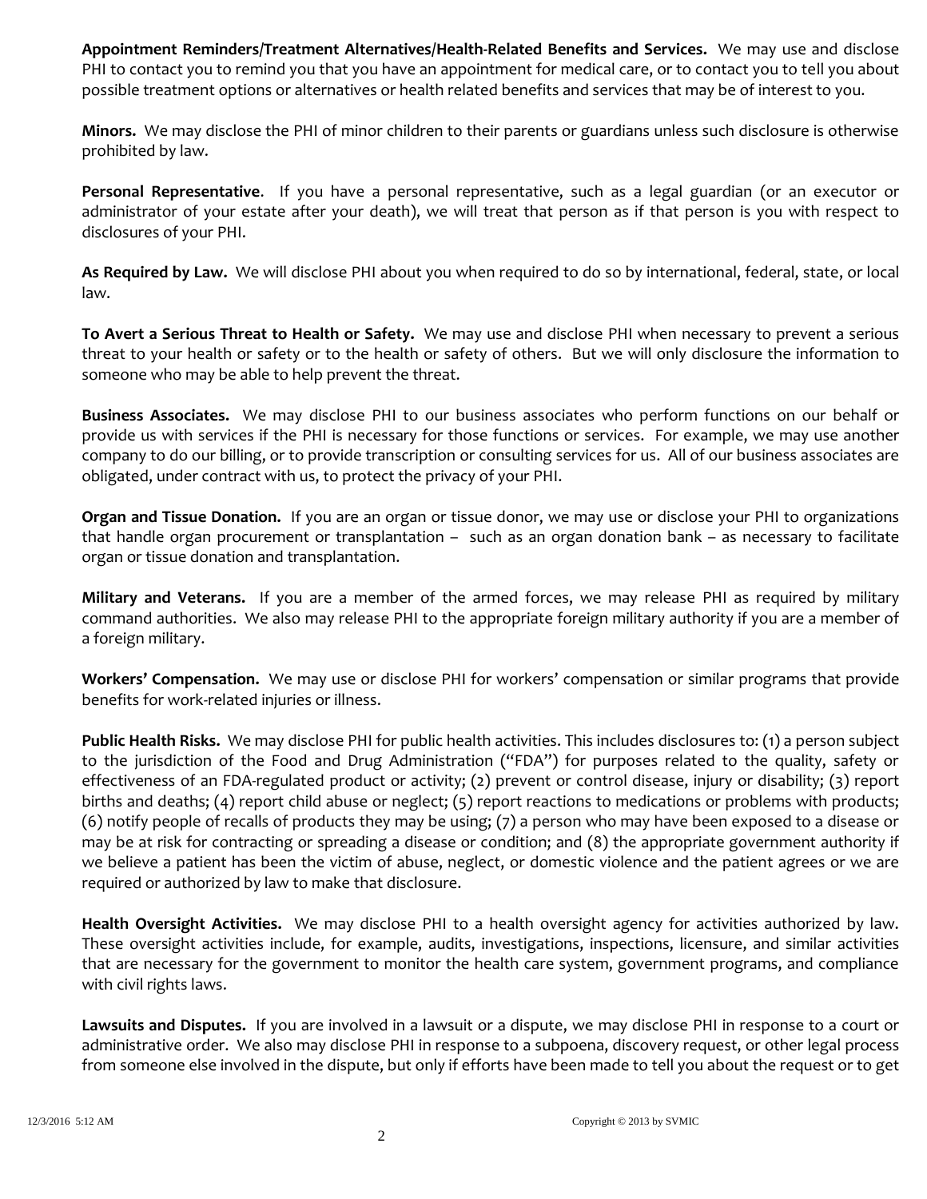**Appointment Reminders/Treatment Alternatives/Health-Related Benefits and Services.** We may use and disclose PHI to contact you to remind you that you have an appointment for medical care, or to contact you to tell you about possible treatment options or alternatives or health related benefits and services that may be of interest to you.

**Minors.** We may disclose the PHI of minor children to their parents or guardians unless such disclosure is otherwise prohibited by law.

**Personal Representative**. If you have a personal representative, such as a legal guardian (or an executor or administrator of your estate after your death), we will treat that person as if that person is you with respect to disclosures of your PHI.

**As Required by Law.** We will disclose PHI about you when required to do so by international, federal, state, or local law.

**To Avert a Serious Threat to Health or Safety.** We may use and disclose PHI when necessary to prevent a serious threat to your health or safety or to the health or safety of others. But we will only disclosure the information to someone who may be able to help prevent the threat.

**Business Associates.** We may disclose PHI to our business associates who perform functions on our behalf or provide us with services if the PHI is necessary for those functions or services. For example, we may use another company to do our billing, or to provide transcription or consulting services for us. All of our business associates are obligated, under contract with us, to protect the privacy of your PHI.

**Organ and Tissue Donation.** If you are an organ or tissue donor, we may use or disclose your PHI to organizations that handle organ procurement or transplantation – such as an organ donation bank – as necessary to facilitate organ or tissue donation and transplantation.

**Military and Veterans.** If you are a member of the armed forces, we may release PHI as required by military command authorities. We also may release PHI to the appropriate foreign military authority if you are a member of a foreign military.

**Workers' Compensation.** We may use or disclose PHI for workers' compensation or similar programs that provide benefits for work-related injuries or illness.

**Public Health Risks.** We may disclose PHI for public health activities. This includes disclosures to: (1) a person subject to the jurisdiction of the Food and Drug Administration ("FDA") for purposes related to the quality, safety or effectiveness of an FDA-regulated product or activity; (2) prevent or control disease, injury or disability; (3) report births and deaths; (4) report child abuse or neglect; (5) report reactions to medications or problems with products; (6) notify people of recalls of products they may be using; (7) a person who may have been exposed to a disease or may be at risk for contracting or spreading a disease or condition; and (8) the appropriate government authority if we believe a patient has been the victim of abuse, neglect, or domestic violence and the patient agrees or we are required or authorized by law to make that disclosure.

**Health Oversight Activities.** We may disclose PHI to a health oversight agency for activities authorized by law. These oversight activities include, for example, audits, investigations, inspections, licensure, and similar activities that are necessary for the government to monitor the health care system, government programs, and compliance with civil rights laws.

**Lawsuits and Disputes.** If you are involved in a lawsuit or a dispute, we may disclose PHI in response to a court or administrative order. We also may disclose PHI in response to a subpoena, discovery request, or other legal process from someone else involved in the dispute, but only if efforts have been made to tell you about the request or to get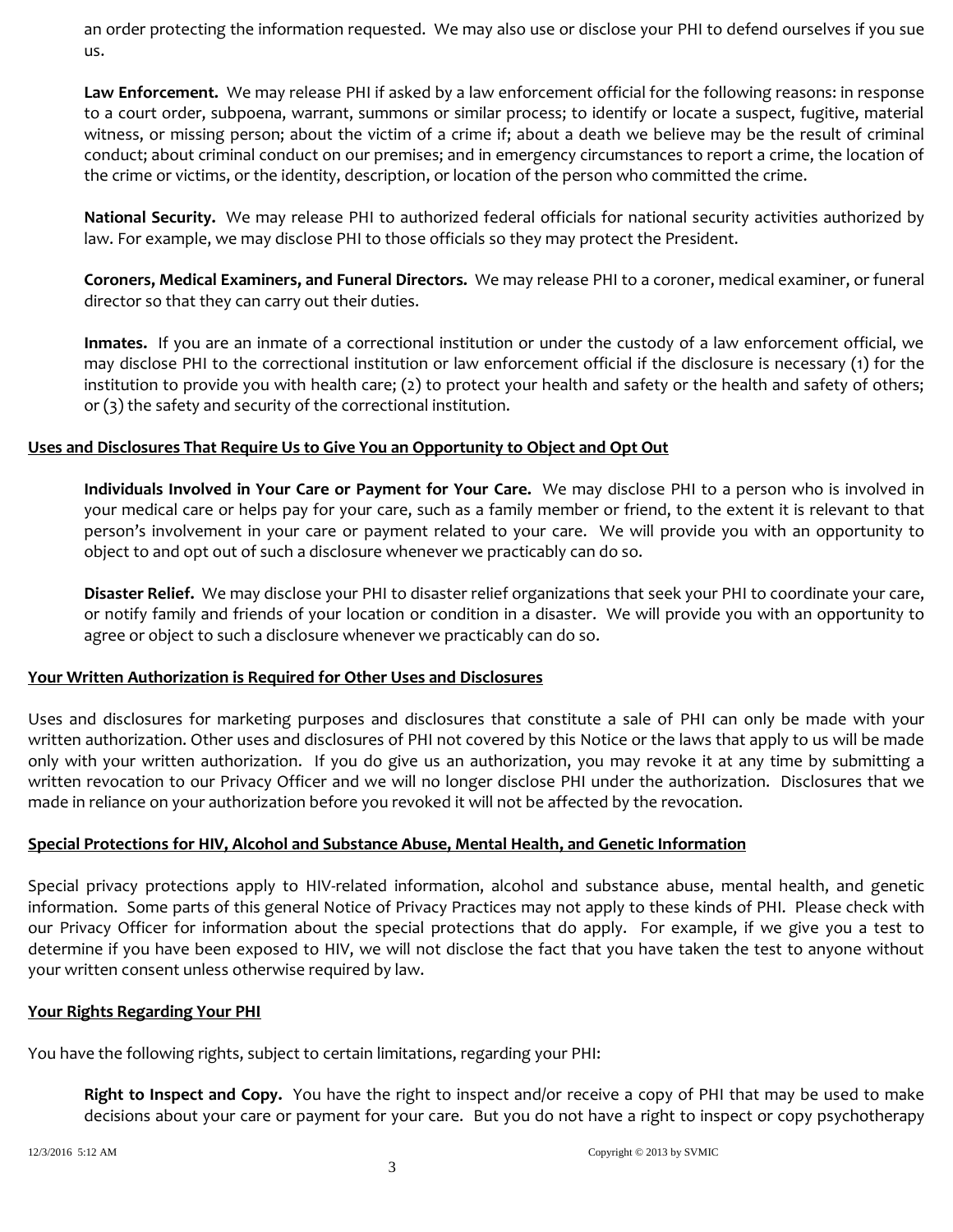an order protecting the information requested. We may also use or disclose your PHI to defend ourselves if you sue us.

**Law Enforcement.** We may release PHI if asked by a law enforcement official for the following reasons: in response to a court order, subpoena, warrant, summons or similar process; to identify or locate a suspect, fugitive, material witness, or missing person; about the victim of a crime if; about a death we believe may be the result of criminal conduct; about criminal conduct on our premises; and in emergency circumstances to report a crime, the location of the crime or victims, or the identity, description, or location of the person who committed the crime.

**National Security.** We may release PHI to authorized federal officials for national security activities authorized by law. For example, we may disclose PHI to those officials so they may protect the President.

**Coroners, Medical Examiners, and Funeral Directors.** We may release PHI to a coroner, medical examiner, or funeral director so that they can carry out their duties.

**Inmates.** If you are an inmate of a correctional institution or under the custody of a law enforcement official, we may disclose PHI to the correctional institution or law enforcement official if the disclosure is necessary (1) for the institution to provide you with health care; (2) to protect your health and safety or the health and safety of others; or (3) the safety and security of the correctional institution.

**<u>Uses and Disclosures That Require Us to Give You an Opportunity to Object and Opt Out</u>**

**Individuals Involved in Your Care or Payment for Your Care.** We may disclose PHI to a person who is involved in your medical care or helps pay for your care, such as a family member or friend, to the extent it is relevant to that person's involvement in your care or payment related to your care. We will provide you with an opportunity to object to and opt out of such a disclosure whenever we practicably can do so.

**Disaster Relief.** We may disclose your PHI to disaster relief organizations that seek your PHI to coordinate your care, or notify family and friends of your location or condition in a disaster. We will provide you with an opportunity to agree or object to such a disclosure whenever we practicably can do so.

**<u>Your Written Authorization is Required for Other Uses and Disclosures</u>**

Uses and disclosures for marketing purposes and disclosures that constitute a sale of PHI can only be made with your written authorization. Other uses and disclosures of PHI not covered by this Notice or the laws that apply to us will be made only with your written authorization. If you do give us an authorization, you may revoke it at any time by submitting a written revocation to our Privacy Officer and we will no longer disclose PHI under the authorization. Disclosures that we made in reliance on your authorization before you revoked it will not be affected by the revocation.

**<u>Special Protections for HIV, Alcohol and Substance Abuse, Mental Health, and Genetic Information</u>**

Special privacy protections apply to HIV-related information, alcohol and substance abuse, mental health, and genetic information. Some parts of this general Notice of Privacy Practices may not apply to these kinds of PHI. Please check with our Privacy Officer for information about the special protections that do apply. For example, if we give you a test to determine if you have been exposed to HIV, we will not disclose the fact that you have taken the test to anyone without your written consent unless otherwise required by law.

**<u>Your Rights Regarding Your PHI</u>**

You have the following rights, subject to certain limitations, regarding your PHI:

**Right to Inspect and Copy.** You have the right to inspect and/or receive a copy of PHI that may be used to make decisions about your care or payment for your care. But you do not have a right to inspect or copy psychotherapy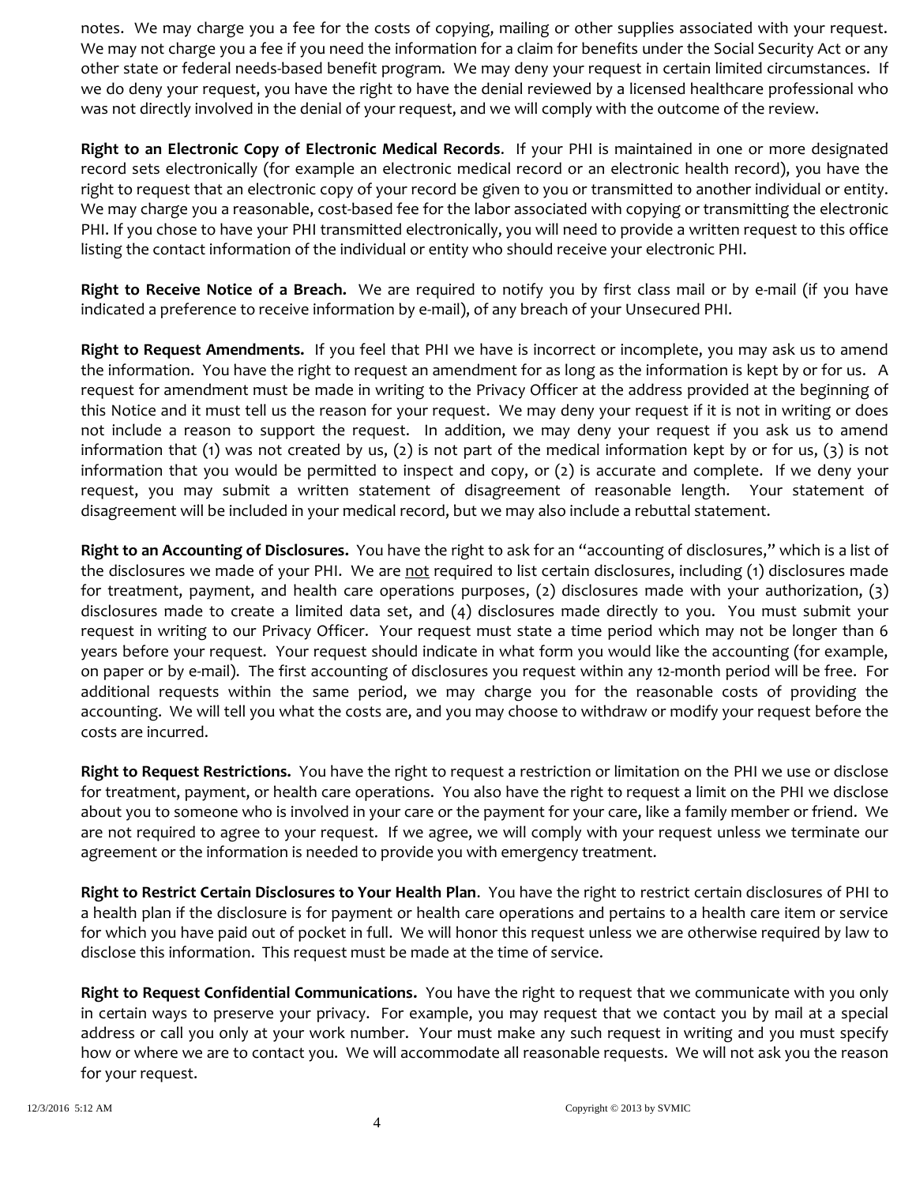notes. We may charge you a fee for the costs of copying, mailing or other supplies associated with your request. We may not charge you a fee if you need the information for a claim for benefits under the Social Security Act or any other state or federal needs-based benefit program. We may deny your request in certain limited circumstances. If we do deny your request, you have the right to have the denial reviewed by a licensed healthcare professional who was not directly involved in the denial of your request, and we will comply with the outcome of the review.

**Right to an Electronic Copy of Electronic Medical Records**. If your PHI is maintained in one or more designated record sets electronically (for example an electronic medical record or an electronic health record), you have the right to request that an electronic copy of your record be given to you or transmitted to another individual or entity. We may charge you a reasonable, cost-based fee for the labor associated with copying or transmitting the electronic PHI. If you chose to have your PHI transmitted electronically, you will need to provide a written request to this office listing the contact information of the individual or entity who should receive your electronic PHI.

**Right to Receive Notice of a Breach.** We are required to notify you by first class mail or by e-mail (if you have indicated a preference to receive information by e-mail), of any breach of your Unsecured PHI.

**Right to Request Amendments.** If you feel that PHI we have is incorrect or incomplete, you may ask us to amend the information. You have the right to request an amendment for as long as the information is kept by or for us. A request for amendment must be made in writing to the Privacy Officer at the address provided at the beginning of this Notice and it must tell us the reason for your request. We may deny your request if it is not in writing or does not include a reason to support the request. In addition, we may deny your request if you ask us to amend information that (1) was not created by us, (2) is not part of the medical information kept by or for us, (3) is not information that you would be permitted to inspect and copy, or (2) is accurate and complete. If we deny your request, you may submit a written statement of disagreement of reasonable length. Your statement of disagreement will be included in your medical record, but we may also include a rebuttal statement.

**Right to an Accounting of Disclosures.** You have the right to ask for an "accounting of disclosures," which is a list of the disclosures we made of your PHI. We are <u>not</u> required to list certain disclosures, including (1) disclosures made for treatment, payment, and health care operations purposes, (2) disclosures made with your authorization, (3) disclosures made to create a limited data set, and (4) disclosures made directly to you. You must submit your request in writing to our Privacy Officer. Your request must state a time period which may not be longer than 6 years before your request. Your request should indicate in what form you would like the accounting (for example, on paper or by e-mail). The first accounting of disclosures you request within any 12-month period will be free. For additional requests within the same period, we may charge you for the reasonable costs of providing the accounting. We will tell you what the costs are, and you may choose to withdraw or modify your request before the costs are incurred.

**Right to Request Restrictions.** You have the right to request a restriction or limitation on the PHI we use or disclose for treatment, payment, or health care operations. You also have the right to request a limit on the PHI we disclose about you to someone who is involved in your care or the payment for your care, like a family member or friend. We are not required to agree to your request. If we agree, we will comply with your request unless we terminate our agreement or the information is needed to provide you with emergency treatment.

**Right to Restrict Certain Disclosures to Your Health Plan**. You have the right to restrict certain disclosures of PHI to a health plan if the disclosure is for payment or health care operations and pertains to a health care item or service for which you have paid out of pocket in full. We will honor this request unless we are otherwise required by law to disclose this information. This request must be made at the time of service.

**Right to Request Confidential Communications.** You have the right to request that we communicate with you only in certain ways to preserve your privacy. For example, you may request that we contact you by mail at a special address or call you only at your work number. Your must make any such request in writing and you must specify how or where we are to contact you. We will accommodate all reasonable requests. We will not ask you the reason for your request.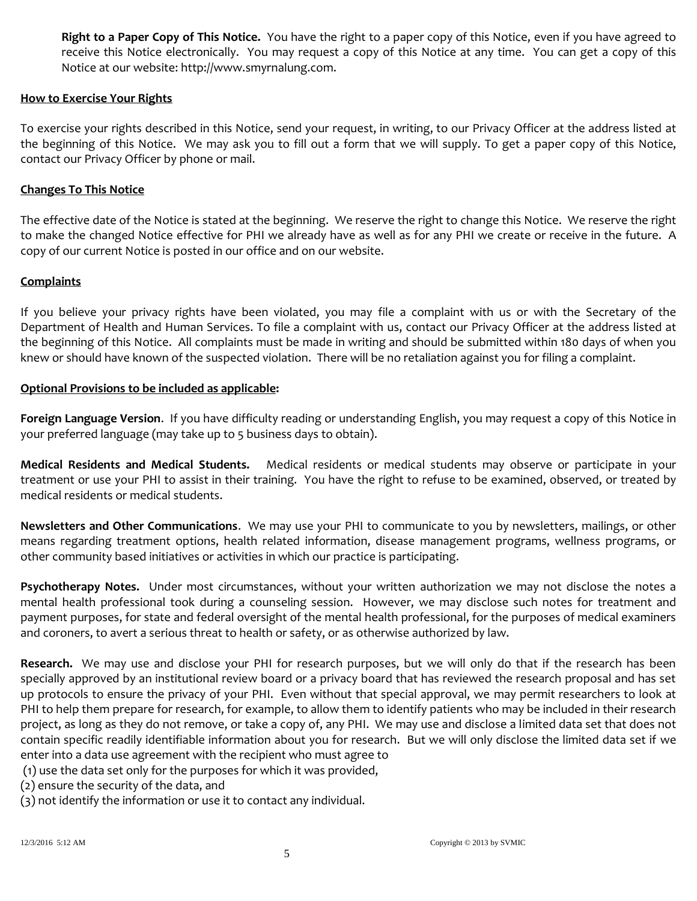**Right to a Paper Copy of This Notice.** You have the right to a paper copy of this Notice, even if you have agreed to receive this Notice electronically. You may request a copy of this Notice at any time. You can get a copy of this Notice at our website: http://www.smyrnalung.com.

**How to Exercise Your Rights**

To exercise your rights described in this Notice, send your request, in writing, to our Privacy Officer at the address listed at the beginning of this Notice. We may ask you to fill out a form that we will supply. To get a paper copy of this Notice, contact our Privacy Officer by phone or mail.

**Changes To This Notice**

The effective date of the Notice is stated at the beginning. We reserve the right to change this Notice. We reserve the right to make the changed Notice effective for PHI we already have as well as for any PHI we create or receive in the future. A copy of our current Notice is posted in our office and on our website.

**Complaints**

If you believe your privacy rights have been violated, you may file a complaint with us or with the Secretary of the Department of Health and Human Services. To file a complaint with us, contact our Privacy Officer at the address listed at the beginning of this Notice. All complaints must be made in writing and should be submitted within 180 days of when you knew or should have known of the suspected violation. There will be no retaliation against you for filing a complaint.

**Optional Provisions to be included as applicable:**

**Foreign Language Version**. If you have difficulty reading or understanding English, you may request a copy of this Notice in your preferred language (may take up to 5 business days to obtain).

**Medical Residents and Medical Students.** Medical residents or medical students may observe or participate in your treatment or use your PHI to assist in their training. You have the right to refuse to be examined, observed, or treated by medical residents or medical students.

**Newsletters and Other Communications**. We may use your PHI to communicate to you by newsletters, mailings, or other means regarding treatment options, health related information, disease management programs, wellness programs, or other community based initiatives or activities in which our practice is participating.

**Psychotherapy Notes.** Under most circumstances, without your written authorization we may not disclose the notes a mental health professional took during a counseling session. However, we may disclose such notes for treatment and payment purposes, for state and federal oversight of the mental health professional, for the purposes of medical examiners and coroners, to avert a serious threat to health or safety, or as otherwise authorized by law.

**Research.** We may use and disclose your PHI for research purposes, but we will only do that if the research has been specially approved by an institutional review board or a privacy board that has reviewed the research proposal and has set up protocols to ensure the privacy of your PHI. Even without that special approval, we may permit researchers to look at PHI to help them prepare for research, for example, to allow them to identify patients who may be included in their research project, as long as they do not remove, or take a copy of, any PHI. We may use and disclose a limited data set that does not contain specific readily identifiable information about you for research. But we will only disclose the limited data set if we enter into a data use agreement with the recipient who must agree to

(1) use the data set only for the purposes for which it was provided,
(2) ensure the security of the data, and
(3) not identify the information or use it to contact any individual.

12/3/2016 5:12 AM

Copyright © 2013 by SVMIC